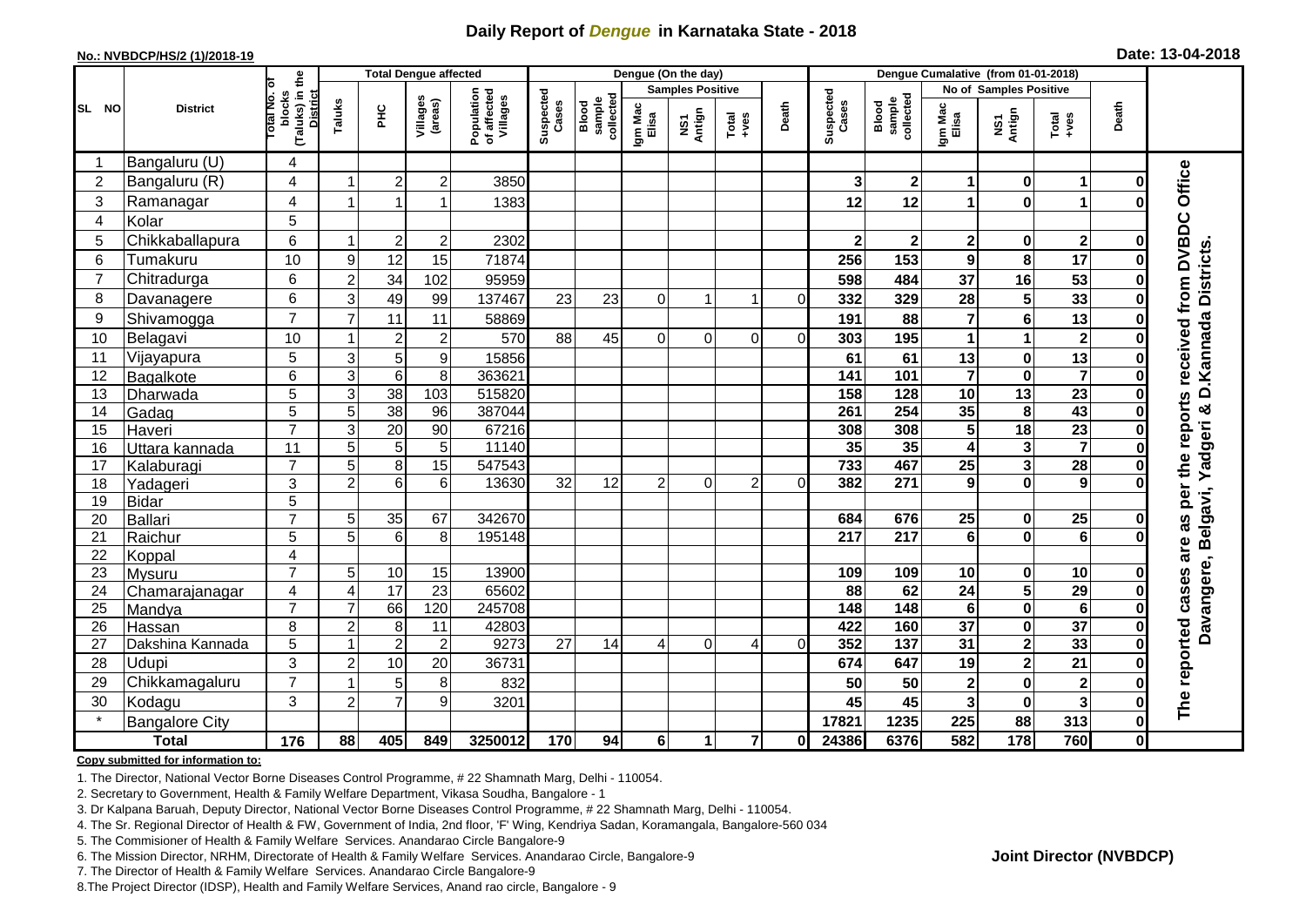# Daily Report of *Dengue* in Karnataka State - 2018

**No.: NVBDCP/HS/2 (1)/2018-19**

**Date: 13-04-2018**

| SL NO | District | Total No. of blocks (Taluks) in the District | Total Dengue affected | | | | Dengue (On the day) | | | | | | Dengue Cumalative (from 01-01-2018) | | | | | | |
|---|---|---|---|---|---|---|---|---|---|---|---|---|---|---|---|---|---|---|---|
| | | | Taluks | PHC | Villages (areas) | Population of affected Villages | Suspected Cases | Blood sample collected | Samples Positive | | | Death | Suspected Cases | Blood sample collected | No of Samples Positive | | | Death | |
| | | | | | | | | | Igm Mac Elisa | NS1 Antign | Total +ves | | | | Igm Mac Elisa | NS1 Antign | Total +ves | | |
| 1 | Bangaluru (U) | 4 | | | | | | | | | | | | | | | | | The reported cases are as per the reports received from DVBDC Office Davangere, Belgavi, Yadgeri & D.Kannada Districts. |
| 2 | Bangaluru (R) | 4 | 1 | 2 | 2 | 3850 | | | | | | | 3 | 2 | 1 | 0 | 1 | 0 | |
| 3 | Ramanagar | 4 | 1 | 1 | 1 | 1383 | | | | | | | 12 | 12 | 1 | 0 | 1 | 0 | |
| 4 | Kolar | 5 | | | | | | | | | | | | | | | | | |
| 5 | Chikkaballapura | 6 | 1 | 2 | 2 | 2302 | | | | | | | 2 | 2 | 2 | 0 | 2 | 0 | |
| 6 | Tumakuru | 10 | 9 | 12 | 15 | 71874 | | | | | | | 256 | 153 | 9 | 8 | 17 | 0 | |
| 7 | Chitradurga | 6 | 2 | 34 | 102 | 95959 | | | | | | | 598 | 484 | 37 | 16 | 53 | 0 | |
| 8 | Davanagere | 6 | 3 | 49 | 99 | 137467 | 23 | 23 | 0 | 1 | 1 | 0 | 332 | 329 | 28 | 5 | 33 | 0 | |
| 9 | Shivamogga | 7 | 7 | 11 | 11 | 58869 | | | | | | | 191 | 88 | 7 | 6 | 13 | 0 | |
| 10 | Belagavi | 10 | 1 | 2 | 2 | 570 | 88 | 45 | 0 | 0 | 0 | 0 | 303 | 195 | 1 | 1 | 2 | 0 | |
| 11 | Vijayapura | 5 | 3 | 5 | 9 | 15856 | | | | | | | 61 | 61 | 13 | 0 | 13 | 0 | |
| 12 | Bagalkote | 6 | 3 | 6 | 8 | 363621 | | | | | | | 141 | 101 | 7 | 0 | 7 | 0 | |
| 13 | Dharwada | 5 | 3 | 38 | 103 | 515820 | | | | | | | 158 | 128 | 10 | 13 | 23 | 0 | |
| 14 | Gadag | 5 | 5 | 38 | 96 | 387044 | | | | | | | 261 | 254 | 35 | 8 | 43 | 0 | |
| 15 | Haveri | 7 | 3 | 20 | 90 | 67216 | | | | | | | 308 | 308 | 5 | 18 | 23 | 0 | |
| 16 | Uttara kannada | 11 | 5 | 5 | 5 | 11140 | | | | | | | 35 | 35 | 4 | 3 | 7 | 0 | |
| 17 | Kalaburagi | 7 | 5 | 8 | 15 | 547543 | | | | | | | 733 | 467 | 25 | 3 | 28 | 0 | |
| 18 | Yadageri | 3 | 2 | 6 | 6 | 13630 | 32 | 12 | 2 | 0 | 2 | 0 | 382 | 271 | 9 | 0 | 9 | 0 | |
| 19 | Bidar | 5 | | | | | | | | | | | | | | | | | |
| 20 | Ballari | 7 | 5 | 35 | 67 | 342670 | | | | | | | 684 | 676 | 25 | 0 | 25 | 0 | |
| 21 | Raichur | 5 | 5 | 6 | 8 | 195148 | | | | | | | 217 | 217 | 6 | 0 | 6 | 0 | |
| 22 | Koppal | 4 | | | | | | | | | | | | | | | | | |
| 23 | Mysuru | 7 | 5 | 10 | 15 | 13900 | | | | | | | 109 | 109 | 10 | 0 | 10 | 0 | |
| 24 | Chamarajanagar | 4 | 4 | 17 | 23 | 65602 | | | | | | | 88 | 62 | 24 | 5 | 29 | 0 | |
| 25 | Mandya | 7 | 7 | 66 | 120 | 245708 | | | | | | | 148 | 148 | 6 | 0 | 6 | 0 | |
| 26 | Hassan | 8 | 2 | 8 | 11 | 42803 | | | | | | | 422 | 160 | 37 | 0 | 37 | 0 | |
| 27 | Dakshina Kannada | 5 | 1 | 2 | 2 | 9273 | 27 | 14 | 4 | 0 | 4 | 0 | 352 | 137 | 31 | 2 | 33 | 0 | |
| 28 | Udupi | 3 | 2 | 10 | 20 | 36731 | | | | | | | 674 | 647 | 19 | 2 | 21 | 0 | |
| 29 | Chikkamagaluru | 7 | 1 | 5 | 8 | 832 | | | | | | | 50 | 50 | 2 | 0 | 2 | 0 | |
| 30 | Kodagu | 3 | 2 | 7 | 9 | 3201 | | | | | | | 45 | 45 | 3 | 0 | 3 | 0 | |
| * | Bangalore City | | | | | | | | | | | | 17821 | 1235 | 225 | 88 | 313 | 0 | |
| | **Total** | **176** | **88** | **405** | **849** | **3250012** | **170** | **94** | **6** | **1** | **7** | **0** | **24386** | **6376** | **582** | **178** | **760** | **0** | |

**Copy submitted for information to:**

1. The Director, National Vector Borne Diseases Control Programme, # 22 Shamnath Marg, Delhi - 110054.
2. Secretary to Government, Health & Family Welfare Department, Vikasa Soudha, Bangalore - 1
3. Dr Kalpana Baruah, Deputy Director, National Vector Borne Diseases Control Programme, # 22 Shamnath Marg, Delhi - 110054.
4. The Sr. Regional Director of Health & FW, Government of India, 2nd floor, 'F' Wing, Kendriya Sadan, Koramangala, Bangalore-560 034
5. The Commisioner of Health & Family Welfare Services. Anandarao Circle Bangalore-9
6. The Mission Director, NRHM, Directorate of Health & Family Welfare Services. Anandarao Circle, Bangalore-9
7. The Director of Health & Family Welfare Services. Anandarao Circle Bangalore-9
8. The Project Director (IDSP), Health and Family Welfare Services, Anand rao circle, Bangalore - 9

**Joint Director (NVBDCP)**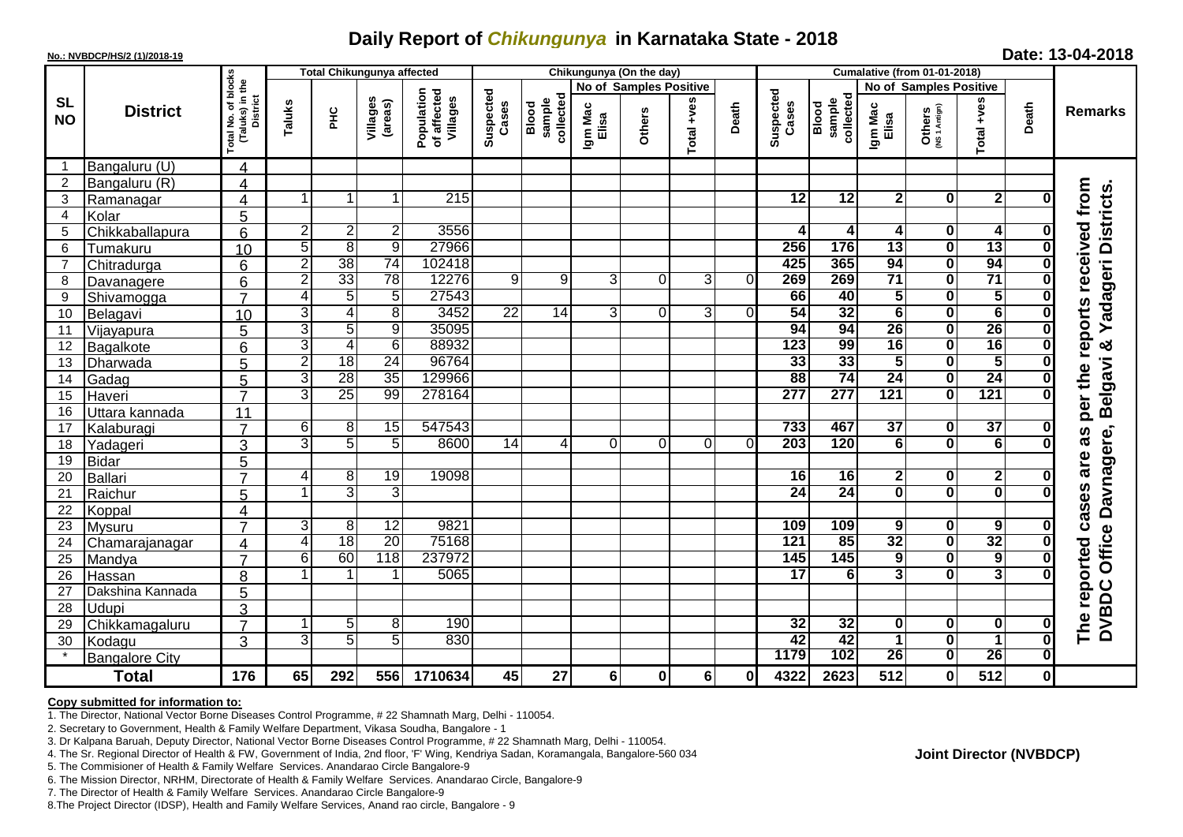# Daily Report of *Chikungunya* in Karnataka State - 2018

**No.: NVBDCP/HS/2 (1)/2018-19**

**Date: 13-04-2018**

| SL NO | District | Total No. of blocks (Taluks) in the District | Total Chikungunya affected | | | | Chikungunya (On the day) | | | | | | | Cumalative (from 01-01-2018) | | | | | | | Remarks |
|---|---|---|---|---|---|---|---|---|---|---|---|---|---|---|---|---|---|---|---|---|---|
| | | | Taluks | PHC | Villages (areas) | Population of affected Villages | Suspected Cases | Blood sample collected | No of Samples Positive | | | Death | Suspected Cases | Blood sample collected | No of Samples Positive | | | Death | |
| | | | | | | | | | Igm Mac Elisa | Others | Total +ves | | | | Igm Mac Elisa | Others (NS 1 Antign) | Total +ves | | |
| 1 | Bangaluru (U) | 4 | | | | | | | | | | | | | | | | | The reported cases are as per the reports received from DVBDC Office Davnagere, Belgavi & Yadageri Districts. |
| 2 | Bangaluru (R) | 4 | | | | | | | | | | | | | | | | | |
| 3 | Ramanagar | 4 | 1 | 1 | 1 | 215 | | | | | | | 12 | 12 | 2 | 0 | 2 | 0 | |
| 4 | Kolar | 5 | | | | | | | | | | | | | | | | | |
| 5 | Chikkaballapura | 6 | 2 | 2 | 2 | 3556 | | | | | | | 4 | 4 | 4 | 0 | 4 | 0 | |
| 6 | Tumakuru | 10 | 5 | 8 | 9 | 27966 | | | | | | | 256 | 176 | 13 | 0 | 13 | 0 | |
| 7 | Chitradurga | 6 | 2 | 38 | 74 | 102418 | | | | | | | 425 | 365 | 94 | 0 | 94 | 0 | |
| 8 | Davanagere | 6 | 2 | 33 | 78 | 12276 | 9 | 9 | 3 | 0 | 3 | 0 | 269 | 269 | 71 | 0 | 71 | 0 | |
| 9 | Shivamogga | 7 | 4 | 5 | 5 | 27543 | | | | | | | 66 | 40 | 5 | 0 | 5 | 0 | |
| 10 | Belagavi | 10 | 3 | 4 | 8 | 3452 | 22 | 14 | 3 | 0 | 3 | 0 | 54 | 32 | 6 | 0 | 6 | 0 | |
| 11 | Vijayapura | 5 | 3 | 5 | 9 | 35095 | | | | | | | 94 | 94 | 26 | 0 | 26 | 0 | |
| 12 | Bagalkote | 6 | 3 | 4 | 6 | 88932 | | | | | | | 123 | 99 | 16 | 0 | 16 | 0 | |
| 13 | Dharwada | 5 | 2 | 18 | 24 | 96764 | | | | | | | 33 | 33 | 5 | 0 | 5 | 0 | |
| 14 | Gadag | 5 | 3 | 28 | 35 | 129966 | | | | | | | 88 | 74 | 24 | 0 | 24 | 0 | |
| 15 | Haveri | 7 | 3 | 25 | 99 | 278164 | | | | | | | 277 | 277 | 121 | 0 | 121 | 0 | |
| 16 | Uttara kannada | 11 | | | | | | | | | | | | | | | | | |
| 17 | Kalaburagi | 7 | 6 | 8 | 15 | 547543 | | | | | | | 733 | 467 | 37 | 0 | 37 | 0 | |
| 18 | Yadageri | 3 | 3 | 5 | 5 | 8600 | 14 | 4 | 0 | 0 | 0 | 0 | 203 | 120 | 6 | 0 | 6 | 0 | |
| 19 | Bidar | 5 | | | | | | | | | | | | | | | | | |
| 20 | Ballari | 7 | 4 | 8 | 19 | 19098 | | | | | | | 16 | 16 | 2 | 0 | 2 | 0 | |
| 21 | Raichur | 5 | 1 | 3 | 3 | | | | | | | | 24 | 24 | 0 | 0 | 0 | 0 | |
| 22 | Koppal | 4 | | | | | | | | | | | | | | | | | |
| 23 | Mysuru | 7 | 3 | 8 | 12 | 9821 | | | | | | | 109 | 109 | 9 | 0 | 9 | 0 | |
| 24 | Chamarajanagar | 4 | 4 | 18 | 20 | 75168 | | | | | | | 121 | 85 | 32 | 0 | 32 | 0 | |
| 25 | Mandya | 7 | 6 | 60 | 118 | 237972 | | | | | | | 145 | 145 | 9 | 0 | 9 | 0 | |
| 26 | Hassan | 8 | 1 | 1 | 1 | 5065 | | | | | | | 17 | 6 | 3 | 0 | 3 | 0 | |
| 27 | Dakshina Kannada | 5 | | | | | | | | | | | | | | | | | |
| 28 | Udupi | 3 | | | | | | | | | | | | | | | | | |
| 29 | Chikkamagaluru | 7 | 1 | 5 | 8 | 190 | | | | | | | 32 | 32 | 0 | 0 | 0 | 0 | |
| 30 | Kodagu | 3 | 3 | 5 | 5 | 830 | | | | | | | 42 | 42 | 1 | 0 | 1 | 0 | |
| * | Bangalore City | | | | | | | | | | | | 1179 | 102 | 26 | 0 | 26 | 0 | |
| **Total** | | **176** | **65** | **292** | **556** | **1710634** | **45** | **27** | **6** | **0** | **6** | **0** | **4322** | **2623** | **512** | **0** | **512** | **0** | |

**Copy submitted for information to:**

1. The Director, National Vector Borne Diseases Control Programme, # 22 Shamnath Marg, Delhi - 110054.
2. Secretary to Government, Health & Family Welfare Department, Vikasa Soudha, Bangalore - 1
3. Dr Kalpana Baruah, Deputy Director, National Vector Borne Diseases Control Programme, # 22 Shamnath Marg, Delhi - 110054.
4. The Sr. Regional Director of Health & FW, Government of India, 2nd floor, 'F' Wing, Kendriya Sadan, Koramangala, Bangalore-560 034
5. The Commisioner of Health & Family Welfare Services. Anandarao Circle Bangalore-9
6. The Mission Director, NRHM, Directorate of Health & Family Welfare Services. Anandarao Circle, Bangalore-9
7. The Director of Health & Family Welfare Services. Anandarao Circle Bangalore-9
8.The Project Director (IDSP), Health and Family Welfare Services, Anand rao circle, Bangalore - 9

**Joint Director (NVBDCP)**